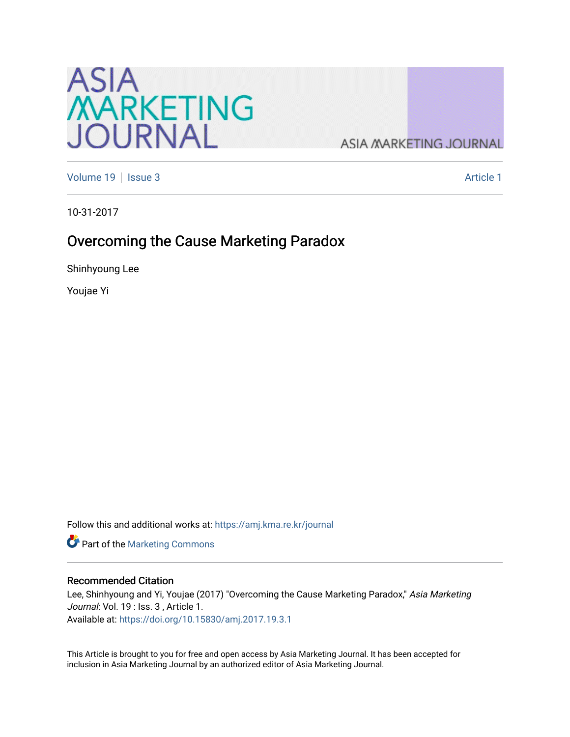# Asia Marketing Journal

Volume 19 | Issue 3 | Article 1

10-31-2017

## Overcoming the Cause Marketing Paradox

Shinhyoung Lee

Youjae Yi

Follow this and additional works at: https://amj.kma.re.kr/journal

Part of the Marketing Commons

### Recommended Citation

Lee, Shinhyoung and Yi, Youjae (2017) "Overcoming the Cause Marketing Paradox," *Asia Marketing Journal*: Vol. 19 : Iss. 3 , Article 1.
Available at: https://doi.org/10.15830/amj.2017.19.3.1

This Article is brought to you for free and open access by Asia Marketing Journal. It has been accepted for inclusion in Asia Marketing Journal by an authorized editor of Asia Marketing Journal.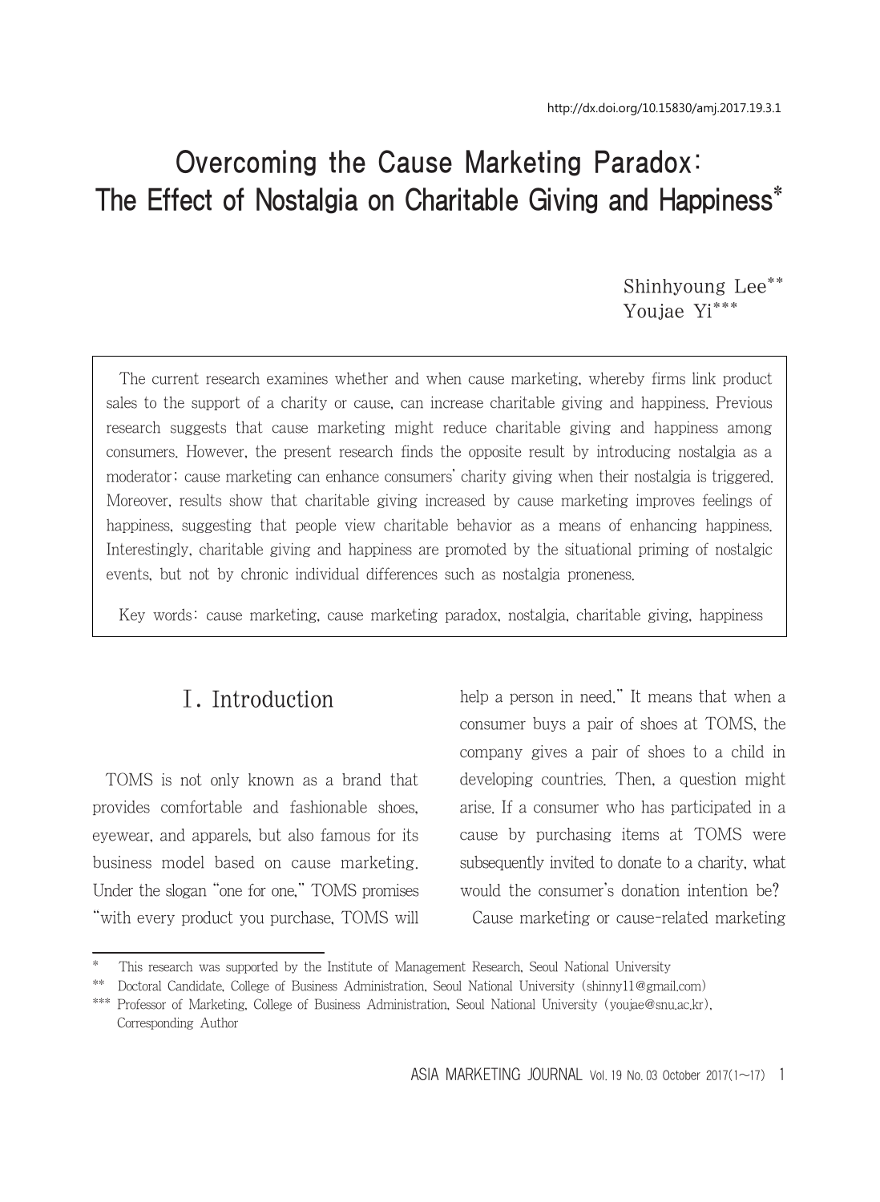http://dx.doi.org/10.15830/amj.2017.19.3.1

# Overcoming the Cause Marketing Paradox: The Effect of Nostalgia on Charitable Giving and Happiness*

Shinhyoung Lee**
Youjae Yi***

The current research examines whether and when cause marketing, whereby firms link product sales to the support of a charity or cause, can increase charitable giving and happiness. Previous research suggests that cause marketing might reduce charitable giving and happiness among consumers. However, the present research finds the opposite result by introducing nostalgia as a moderator: cause marketing can enhance consumers' charity giving when their nostalgia is triggered. Moreover, results show that charitable giving increased by cause marketing improves feelings of happiness, suggesting that people view charitable behavior as a means of enhancing happiness. Interestingly, charitable giving and happiness are promoted by the situational priming of nostalgic events, but not by chronic individual differences such as nostalgia proneness.

Key words: cause marketing, cause marketing paradox, nostalgia, charitable giving, happiness

## Ⅰ. Introduction

TOMS is not only known as a brand that provides comfortable and fashionable shoes, eyewear, and apparels, but also famous for its business model based on cause marketing. Under the slogan "one for one," TOMS promises "with every product you purchase, TOMS will help a person in need." It means that when a consumer buys a pair of shoes at TOMS, the company gives a pair of shoes to a child in developing countries. Then, a question might arise. If a consumer who has participated in a cause by purchasing items at TOMS were subsequently invited to donate to a charity, what would the consumer's donation intention be?

Cause marketing or cause-related marketing

---

* This research was supported by the Institute of Management Research, Seoul National University

** Doctoral Candidate, College of Business Administration, Seoul National University (shinny11@gmail.com)

*** Professor of Marketing, College of Business Administration, Seoul National University (youjae@snu.ac.kr), Corresponding Author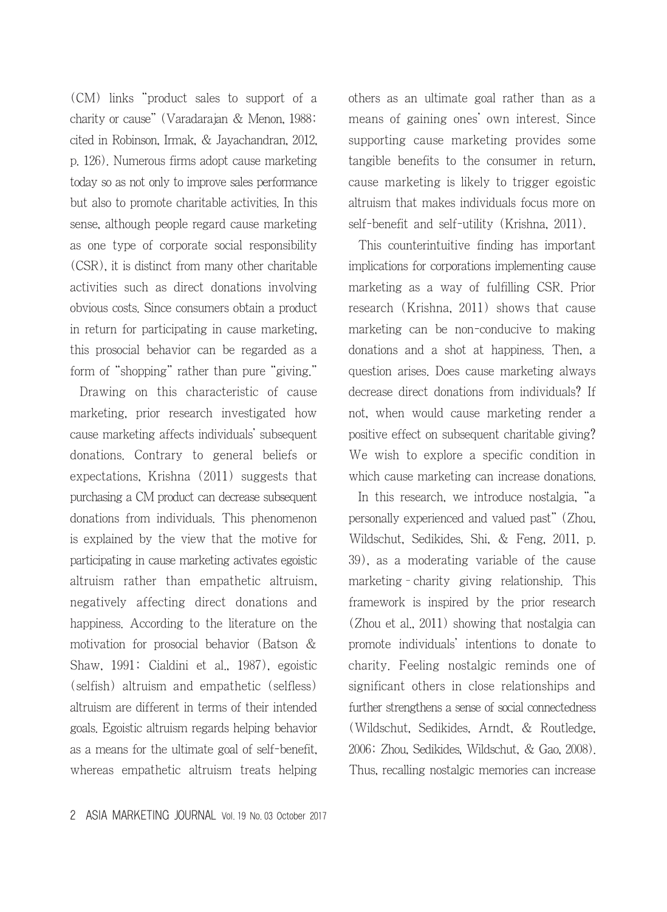(CM) links "product sales to support of a charity or cause" (Varadarajan & Menon, 1988; cited in Robinson, Irmak, & Jayachandran, 2012, p. 126). Numerous firms adopt cause marketing today so as not only to improve sales performance but also to promote charitable activities. In this sense, although people regard cause marketing as one type of corporate social responsibility (CSR), it is distinct from many other charitable activities such as direct donations involving obvious costs. Since consumers obtain a product in return for participating in cause marketing, this prosocial behavior can be regarded as a form of "shopping" rather than pure "giving."

Drawing on this characteristic of cause marketing, prior research investigated how cause marketing affects individuals' subsequent donations. Contrary to general beliefs or expectations, Krishna (2011) suggests that purchasing a CM product can decrease subsequent donations from individuals. This phenomenon is explained by the view that the motive for participating in cause marketing activates egoistic altruism rather than empathetic altruism, negatively affecting direct donations and happiness. According to the literature on the motivation for prosocial behavior (Batson & Shaw, 1991; Cialdini et al., 1987), egoistic (selfish) altruism and empathetic (selfless) altruism are different in terms of their intended goals. Egoistic altruism regards helping behavior as a means for the ultimate goal of self-benefit, whereas empathetic altruism treats helping others as an ultimate goal rather than as a means of gaining ones' own interest. Since supporting cause marketing provides some tangible benefits to the consumer in return, cause marketing is likely to trigger egoistic altruism that makes individuals focus more on self-benefit and self-utility (Krishna, 2011).

This counterintuitive finding has important implications for corporations implementing cause marketing as a way of fulfilling CSR. Prior research (Krishna, 2011) shows that cause marketing can be non-conducive to making donations and a shot at happiness. Then, a question arises. Does cause marketing always decrease direct donations from individuals? If not, when would cause marketing render a positive effect on subsequent charitable giving? We wish to explore a specific condition in which cause marketing can increase donations.

In this research, we introduce nostalgia, "a personally experienced and valued past" (Zhou, Wildschut, Sedikides, Shi, & Feng, 2011, p. 39), as a moderating variable of the cause marketing–charity giving relationship. This framework is inspired by the prior research (Zhou et al., 2011) showing that nostalgia can promote individuals' intentions to donate to charity. Feeling nostalgic reminds one of significant others in close relationships and further strengthens a sense of social connectedness (Wildschut, Sedikides, Arndt, & Routledge, 2006; Zhou, Sedikides, Wildschut, & Gao, 2008). Thus, recalling nostalgic memories can increase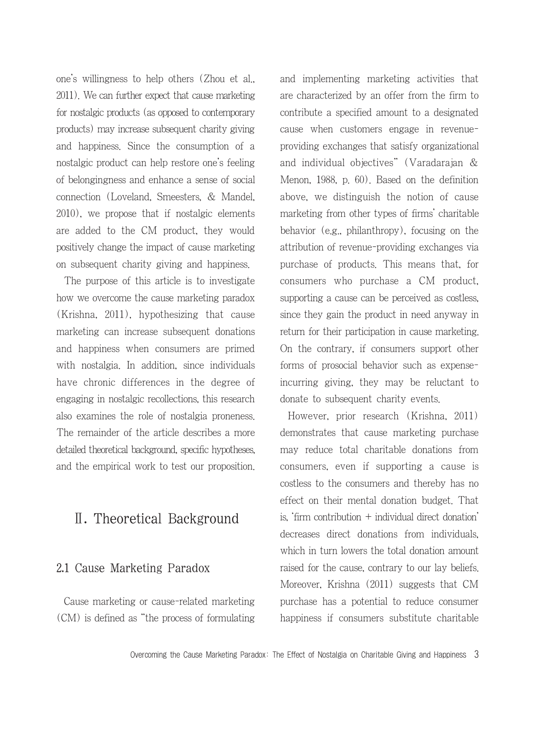one's willingness to help others (Zhou et al., 2011). We can further expect that cause marketing for nostalgic products (as opposed to contemporary products) may increase subsequent charity giving and happiness. Since the consumption of a nostalgic product can help restore one's feeling of belongingness and enhance a sense of social connection (Loveland, Smeesters, & Mandel, 2010), we propose that if nostalgic elements are added to the CM product, they would positively change the impact of cause marketing on subsequent charity giving and happiness.

The purpose of this article is to investigate how we overcome the cause marketing paradox (Krishna, 2011), hypothesizing that cause marketing can increase subsequent donations and happiness when consumers are primed with nostalgia. In addition, since individuals have chronic differences in the degree of engaging in nostalgic recollections, this research also examines the role of nostalgia proneness. The remainder of the article describes a more detailed theoretical background, specific hypotheses, and the empirical work to test our proposition.

# Ⅱ. Theoretical Background

## 2.1 Cause Marketing Paradox

Cause marketing or cause-related marketing (CM) is defined as "the process of formulating and implementing marketing activities that are characterized by an offer from the firm to contribute a specified amount to a designated cause when customers engage in revenue-providing exchanges that satisfy organizational and individual objectives" (Varadarajan & Menon, 1988, p. 60). Based on the definition above, we distinguish the notion of cause marketing from other types of firms' charitable behavior (e.g., philanthropy), focusing on the attribution of revenue-providing exchanges via purchase of products. This means that, for consumers who purchase a CM product, supporting a cause can be perceived as costless, since they gain the product in need anyway in return for their participation in cause marketing. On the contrary, if consumers support other forms of prosocial behavior such as expense-incurring giving, they may be reluctant to donate to subsequent charity events.

However, prior research (Krishna, 2011) demonstrates that cause marketing purchase may reduce total charitable donations from consumers, even if supporting a cause is costless to the consumers and thereby has no effect on their mental donation budget. That is, 'firm contribution + individual direct donation' decreases direct donations from individuals, which in turn lowers the total donation amount raised for the cause, contrary to our lay beliefs. Moreover, Krishna (2011) suggests that CM purchase has a potential to reduce consumer happiness if consumers substitute charitable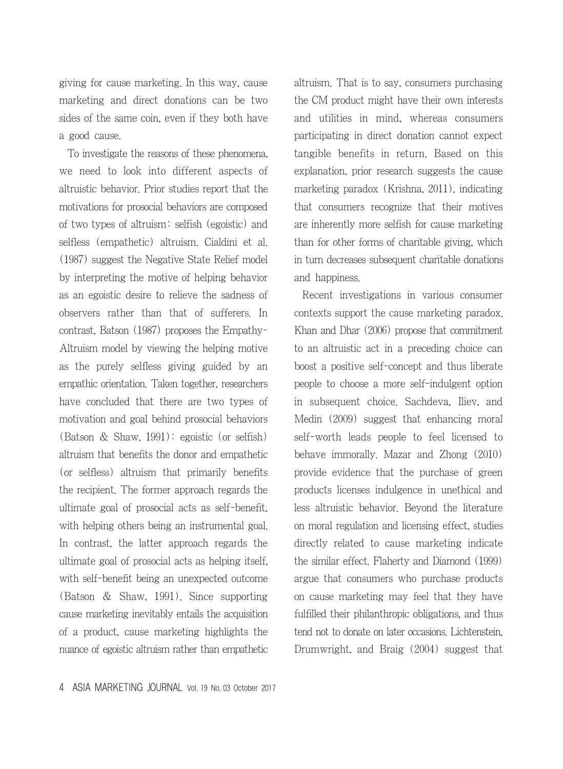giving for cause marketing. In this way, cause marketing and direct donations can be two sides of the same coin, even if they both have a good cause.

To investigate the reasons of these phenomena, we need to look into different aspects of altruistic behavior. Prior studies report that the motivations for prosocial behaviors are composed of two types of altruism: selfish (egoistic) and selfless (empathetic) altruism. Cialdini et al. (1987) suggest the Negative State Relief model by interpreting the motive of helping behavior as an egoistic desire to relieve the sadness of observers rather than that of sufferers. In contrast, Batson (1987) proposes the Empathy-Altruism model by viewing the helping motive as the purely selfless giving guided by an empathic orientation. Taken together, researchers have concluded that there are two types of motivation and goal behind prosocial behaviors (Batson & Shaw, 1991): egoistic (or selfish) altruism that benefits the donor and empathetic (or selfless) altruism that primarily benefits the recipient. The former approach regards the ultimate goal of prosocial acts as self-benefit, with helping others being an instrumental goal. In contrast, the latter approach regards the ultimate goal of prosocial acts as helping itself, with self-benefit being an unexpected outcome (Batson & Shaw, 1991). Since supporting cause marketing inevitably entails the acquisition of a product, cause marketing highlights the nuance of egoistic altruism rather than empathetic altruism. That is to say, consumers purchasing the CM product might have their own interests and utilities in mind, whereas consumers participating in direct donation cannot expect tangible benefits in return. Based on this explanation, prior research suggests the cause marketing paradox (Krishna, 2011), indicating that consumers recognize that their motives are inherently more selfish for cause marketing than for other forms of charitable giving, which in turn decreases subsequent charitable donations and happiness.

Recent investigations in various consumer contexts support the cause marketing paradox. Khan and Dhar (2006) propose that commitment to an altruistic act in a preceding choice can boost a positive self-concept and thus liberate people to choose a more self-indulgent option in subsequent choice. Sachdeva, Iliev, and Medin (2009) suggest that enhancing moral self-worth leads people to feel licensed to behave immorally. Mazar and Zhong (2010) provide evidence that the purchase of green products licenses indulgence in unethical and less altruistic behavior. Beyond the literature on moral regulation and licensing effect, studies directly related to cause marketing indicate the similar effect. Flaherty and Diamond (1999) argue that consumers who purchase products on cause marketing may feel that they have fulfilled their philanthropic obligations, and thus tend not to donate on later occasions. Lichtenstein, Drumwright, and Braig (2004) suggest that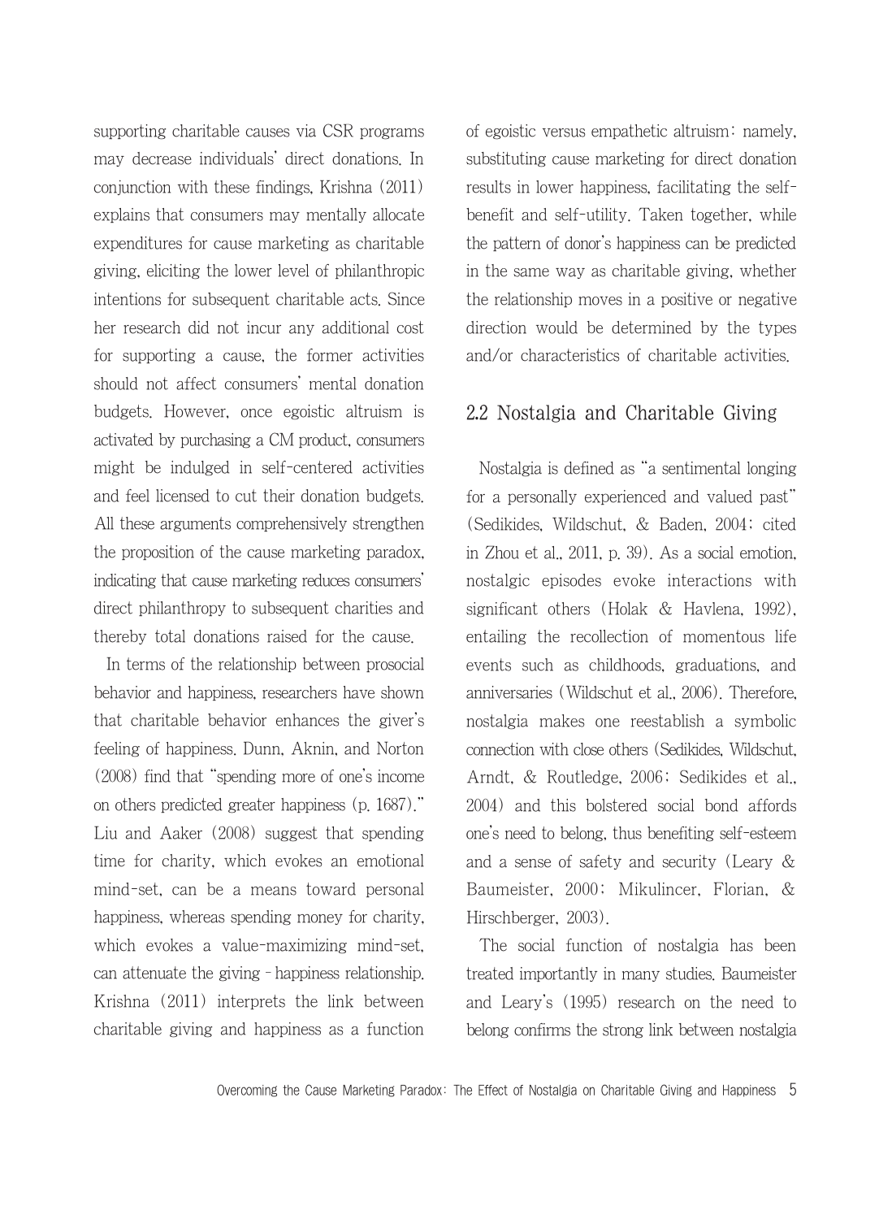supporting charitable causes via CSR programs may decrease individuals' direct donations. In conjunction with these findings, Krishna (2011) explains that consumers may mentally allocate expenditures for cause marketing as charitable giving, eliciting the lower level of philanthropic intentions for subsequent charitable acts. Since her research did not incur any additional cost for supporting a cause, the former activities should not affect consumers' mental donation budgets. However, once egoistic altruism is activated by purchasing a CM product, consumers might be indulged in self-centered activities and feel licensed to cut their donation budgets. All these arguments comprehensively strengthen the proposition of the cause marketing paradox, indicating that cause marketing reduces consumers' direct philanthropy to subsequent charities and thereby total donations raised for the cause.

In terms of the relationship between prosocial behavior and happiness, researchers have shown that charitable behavior enhances the giver's feeling of happiness. Dunn, Aknin, and Norton (2008) find that "spending more of one's income on others predicted greater happiness (p. 1687)." Liu and Aaker (2008) suggest that spending time for charity, which evokes an emotional mind-set, can be a means toward personal happiness, whereas spending money for charity, which evokes a value-maximizing mind-set, can attenuate the giving–happiness relationship. Krishna (2011) interprets the link between charitable giving and happiness as a function of egoistic versus empathetic altruism: namely, substituting cause marketing for direct donation results in lower happiness, facilitating the self-benefit and self-utility. Taken together, while the pattern of donor's happiness can be predicted in the same way as charitable giving, whether the relationship moves in a positive or negative direction would be determined by the types and/or characteristics of charitable activities.

## 2.2 Nostalgia and Charitable Giving

Nostalgia is defined as "a sentimental longing for a personally experienced and valued past" (Sedikides, Wildschut, & Baden, 2004; cited in Zhou et al., 2011, p. 39). As a social emotion, nostalgic episodes evoke interactions with significant others (Holak & Havlena, 1992), entailing the recollection of momentous life events such as childhoods, graduations, and anniversaries (Wildschut et al., 2006). Therefore, nostalgia makes one reestablish a symbolic connection with close others (Sedikides, Wildschut, Arndt, & Routledge, 2006; Sedikides et al., 2004) and this bolstered social bond affords one's need to belong, thus benefiting self-esteem and a sense of safety and security (Leary & Baumeister, 2000; Mikulincer, Florian, & Hirschberger, 2003).

The social function of nostalgia has been treated importantly in many studies. Baumeister and Leary's (1995) research on the need to belong confirms the strong link between nostalgia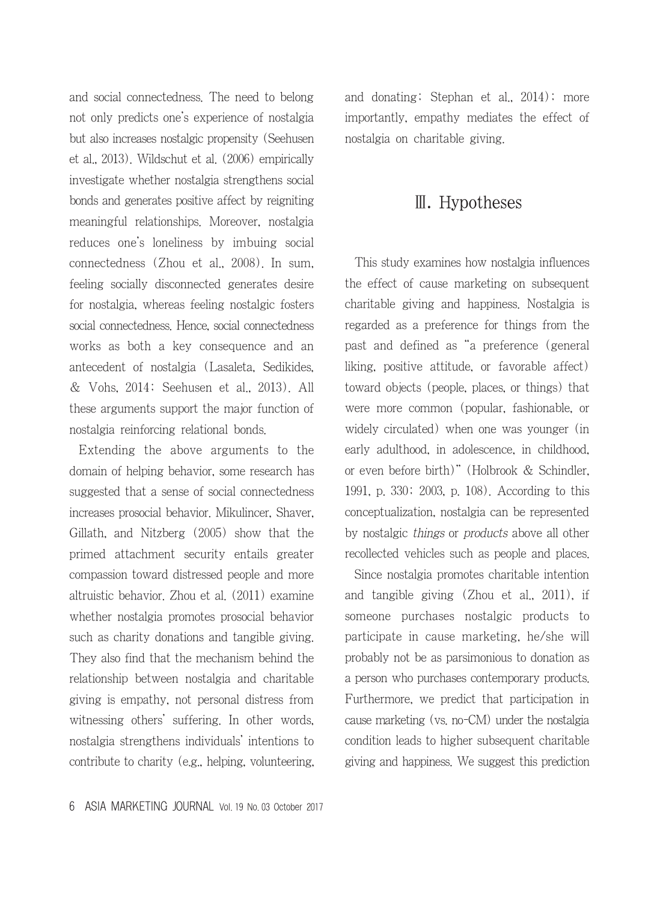and social connectedness. The need to belong not only predicts one's experience of nostalgia but also increases nostalgic propensity (Seehusen et al., 2013). Wildschut et al. (2006) empirically investigate whether nostalgia strengthens social bonds and generates positive affect by reigniting meaningful relationships. Moreover, nostalgia reduces one's loneliness by imbuing social connectedness (Zhou et al., 2008). In sum, feeling socially disconnected generates desire for nostalgia, whereas feeling nostalgic fosters social connectedness. Hence, social connectedness works as both a key consequence and an antecedent of nostalgia (Lasaleta, Sedikides, & Vohs, 2014; Seehusen et al., 2013). All these arguments support the major function of nostalgia reinforcing relational bonds.

Extending the above arguments to the domain of helping behavior, some research has suggested that a sense of social connectedness increases prosocial behavior. Mikulincer, Shaver, Gillath, and Nitzberg (2005) show that the primed attachment security entails greater compassion toward distressed people and more altruistic behavior. Zhou et al. (2011) examine whether nostalgia promotes prosocial behavior such as charity donations and tangible giving. They also find that the mechanism behind the relationship between nostalgia and charitable giving is empathy, not personal distress from witnessing others' suffering. In other words, nostalgia strengthens individuals' intentions to contribute to charity (e.g., helping, volunteering, and donating; Stephan et al., 2014); more importantly, empathy mediates the effect of nostalgia on charitable giving.

# Ⅲ. Hypotheses

This study examines how nostalgia influences the effect of cause marketing on subsequent charitable giving and happiness. Nostalgia is regarded as a preference for things from the past and defined as "a preference (general liking, positive attitude, or favorable affect) toward objects (people, places, or things) that were more common (popular, fashionable, or widely circulated) when one was younger (in early adulthood, in adolescence, in childhood, or even before birth)" (Holbrook & Schindler, 1991, p. 330; 2003, p. 108). According to this conceptualization, nostalgia can be represented by nostalgic *things* or *products* above all other recollected vehicles such as people and places.

Since nostalgia promotes charitable intention and tangible giving (Zhou et al., 2011), if someone purchases nostalgic products to participate in cause marketing, he/she will probably not be as parsimonious to donation as a person who purchases contemporary products. Furthermore, we predict that participation in cause marketing (vs. no-CM) under the nostalgia condition leads to higher subsequent charitable giving and happiness. We suggest this prediction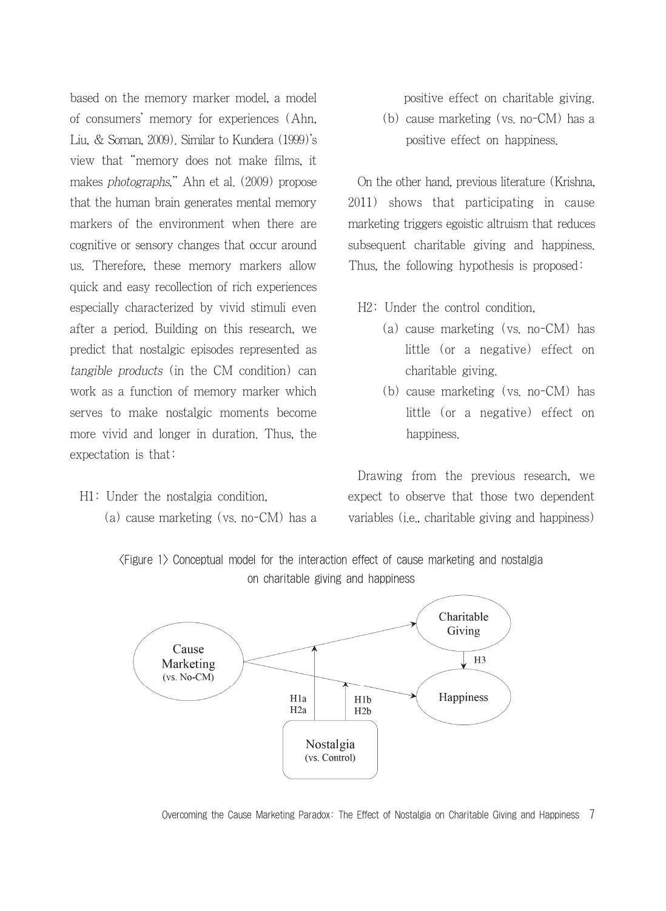based on the memory marker model, a model of consumers' memory for experiences (Ahn, Liu, & Soman, 2009). Similar to Kundera (1999)'s view that "memory does not make films, it makes *photographs*," Ahn et al. (2009) propose that the human brain generates mental memory markers of the environment when there are cognitive or sensory changes that occur around us. Therefore, these memory markers allow quick and easy recollection of rich experiences especially characterized by vivid stimuli even after a period. Building on this research, we predict that nostalgic episodes represented as *tangible products* (in the CM condition) can work as a function of memory marker which serves to make nostalgic moments become more vivid and longer in duration. Thus, the expectation is that:

H1: Under the nostalgia condition,

(a) cause marketing (vs. no-CM) has a positive effect on charitable giving.

(b) cause marketing (vs. no-CM) has a positive effect on happiness.

On the other hand, previous literature (Krishna, 2011) shows that participating in cause marketing triggers egoistic altruism that reduces subsequent charitable giving and happiness. Thus, the following hypothesis is proposed:

H2: Under the control condition,

(a) cause marketing (vs. no-CM) has little (or a negative) effect on charitable giving.

(b) cause marketing (vs. no-CM) has little (or a negative) effect on happiness.

Drawing from the previous research, we expect to observe that those two dependent variables (i.e., charitable giving and happiness)

〈Figure 1〉 Conceptual model for the interaction effect of cause marketing and nostalgia on charitable giving and happiness

Cause Marketing (vs. No-CM) → Charitable Giving; Cause Marketing (vs. No-CM) → Happiness; Charitable Giving → Happiness (H3); Nostalgia (vs. Control) moderates (H1a, H2a) and (H1b, H2b)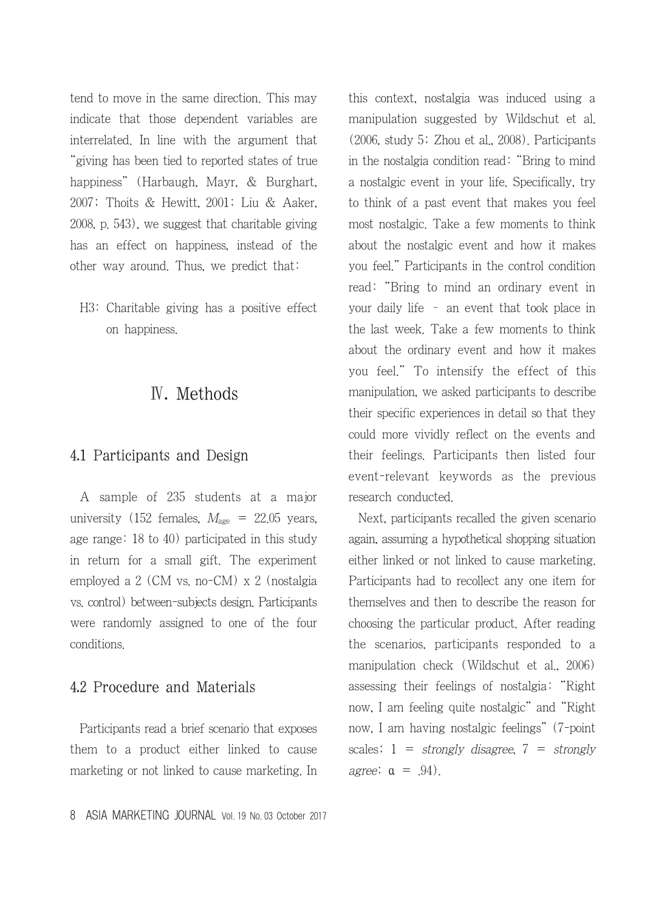tend to move in the same direction. This may indicate that those dependent variables are interrelated. In line with the argument that "giving has been tied to reported states of true happiness" (Harbaugh, Mayr, & Burghart, 2007; Thoits & Hewitt, 2001; Liu & Aaker, 2008, p. 543), we suggest that charitable giving has an effect on happiness, instead of the other way around. Thus, we predict that:

H3: Charitable giving has a positive effect on happiness.

## Ⅳ. Methods

### 4.1 Participants and Design

A sample of 235 students at a major university (152 females, $M_{\text{age}}$ = 22.05 years, age range: 18 to 40) participated in this study in return for a small gift. The experiment employed a 2 (CM vs. no-CM) x 2 (nostalgia vs. control) between-subjects design. Participants were randomly assigned to one of the four conditions.

### 4.2 Procedure and Materials

Participants read a brief scenario that exposes them to a product either linked to cause marketing or not linked to cause marketing. In this context, nostalgia was induced using a manipulation suggested by Wildschut et al. (2006, study 5; Zhou et al., 2008). Participants in the nostalgia condition read: "Bring to mind a nostalgic event in your life. Specifically, try to think of a past event that makes you feel most nostalgic. Take a few moments to think about the nostalgic event and how it makes you feel." Participants in the control condition read: "Bring to mind an ordinary event in your daily life – an event that took place in the last week. Take a few moments to think about the ordinary event and how it makes you feel." To intensify the effect of this manipulation, we asked participants to describe their specific experiences in detail so that they could more vividly reflect on the events and their feelings. Participants then listed four event-relevant keywords as the previous research conducted.

Next, participants recalled the given scenario again, assuming a hypothetical shopping situation either linked or not linked to cause marketing. Participants had to recollect any one item for themselves and then to describe the reason for choosing the particular product. After reading the scenarios, participants responded to a manipulation check (Wildschut et al., 2006) assessing their feelings of nostalgia: "Right now, I am feeling quite nostalgic" and "Right now, I am having nostalgic feelings" (7-point scales; 1 = *strongly disagree*, 7 = *strongly agree*; $\alpha$ = .94).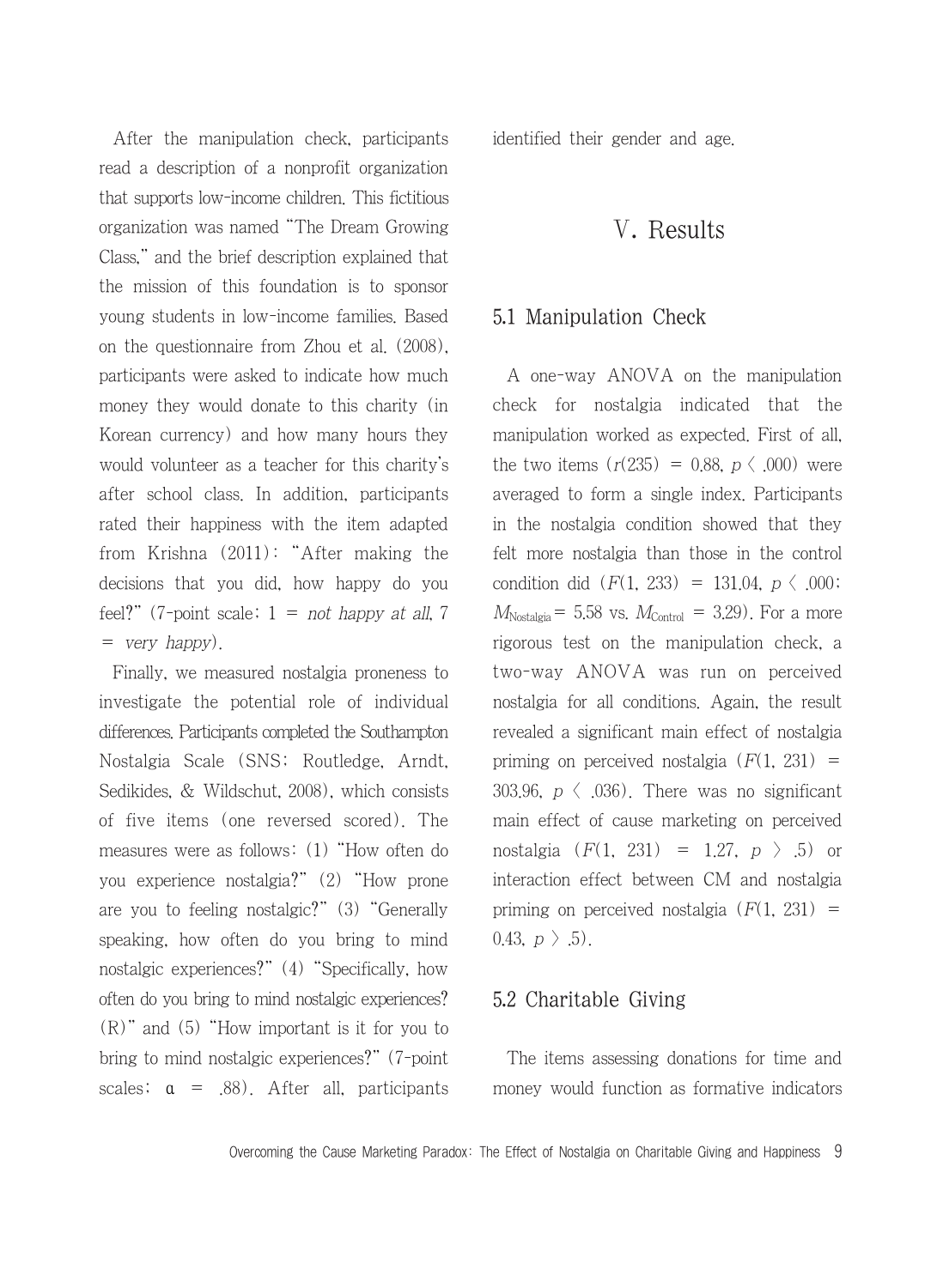After the manipulation check, participants read a description of a nonprofit organization that supports low-income children. This fictitious organization was named "The Dream Growing Class," and the brief description explained that the mission of this foundation is to sponsor young students in low-income families. Based on the questionnaire from Zhou et al. (2008), participants were asked to indicate how much money they would donate to this charity (in Korean currency) and how many hours they would volunteer as a teacher for this charity's after school class. In addition, participants rated their happiness with the item adapted from Krishna (2011): "After making the decisions that you did, how happy do you feel?" (7-point scale; 1 = *not happy at all*, 7 = *very happy*).

Finally, we measured nostalgia proneness to investigate the potential role of individual differences. Participants completed the Southampton Nostalgia Scale (SNS; Routledge, Arndt, Sedikides, & Wildschut, 2008), which consists of five items (one reversed scored). The measures were as follows: (1) "How often do you experience nostalgia?" (2) "How prone are you to feeling nostalgic?" (3) "Generally speaking, how often do you bring to mind nostalgic experiences?" (4) "Specifically, how often do you bring to mind nostalgic experiences? (R)" and (5) "How important is it for you to bring to mind nostalgic experiences?" (7-point scales; $\alpha$ = .88). After all, participants identified their gender and age.

# V. Results

## 5.1 Manipulation Check

A one-way ANOVA on the manipulation check for nostalgia indicated that the manipulation worked as expected. First of all, the two items ($r(235) = 0.88$, $p < .000$) were averaged to form a single index. Participants in the nostalgia condition showed that they felt more nostalgia than those in the control condition did ($F(1, 233) = 131.04$, $p < .000$; $M_{Nostalgia} = 5.58$ vs. $M_{Control} = 3.29$). For a more rigorous test on the manipulation check, a two-way ANOVA was run on perceived nostalgia for all conditions. Again, the result revealed a significant main effect of nostalgia priming on perceived nostalgia ($F(1, 231) = 303.96$, $p < .036$). There was no significant main effect of cause marketing on perceived nostalgia ($F(1, 231) = 1.27$, $p > .5$) or interaction effect between CM and nostalgia priming on perceived nostalgia ($F(1, 231) = 0.43$, $p > .5$).

## 5.2 Charitable Giving

The items assessing donations for time and money would function as formative indicators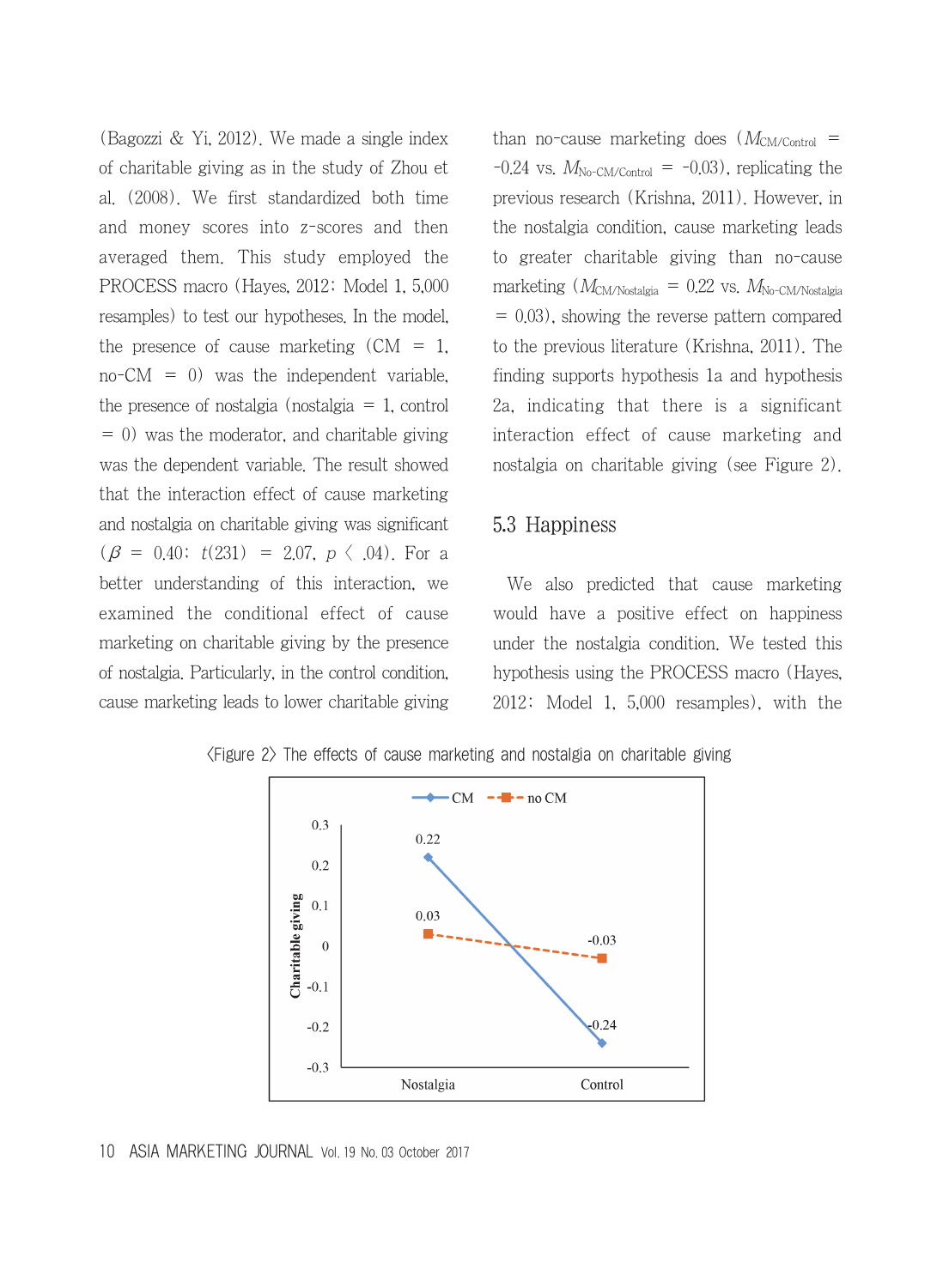(Bagozzi & Yi, 2012). We made a single index of charitable giving as in the study of Zhou et al. (2008). We first standardized both time and money scores into z-scores and then averaged them. This study employed the PROCESS macro (Hayes, 2012; Model 1, 5,000 resamples) to test our hypotheses. In the model, the presence of cause marketing (CM = 1, no-CM = 0) was the independent variable, the presence of nostalgia (nostalgia = 1, control = 0) was the moderator, and charitable giving was the dependent variable. The result showed that the interaction effect of cause marketing and nostalgia on charitable giving was significant ($\beta$ = 0.40; $t(231)$ = 2.07, $p$ < .04). For a better understanding of this interaction, we examined the conditional effect of cause marketing on charitable giving by the presence of nostalgia. Particularly, in the control condition, cause marketing leads to lower charitable giving than no-cause marketing does ($M_{CM/Control}$ = -0.24 vs. $M_{No\text{-}CM/Control}$ = -0.03), replicating the previous research (Krishna, 2011). However, in the nostalgia condition, cause marketing leads to greater charitable giving than no-cause marketing ($M_{CM/Nostalgia}$ = 0.22 vs. $M_{No\text{-}CM/Nostalgia}$ = 0.03), showing the reverse pattern compared to the previous literature (Krishna, 2011). The finding supports hypothesis 1a and hypothesis 2a, indicating that there is a significant interaction effect of cause marketing and nostalgia on charitable giving (see Figure 2).

## 5.3 Happiness

We also predicted that cause marketing would have a positive effect on happiness under the nostalgia condition. We tested this hypothesis using the PROCESS macro (Hayes, 2012; Model 1, 5,000 resamples), with the

〈Figure 2〉 The effects of cause marketing and nostalgia on charitable giving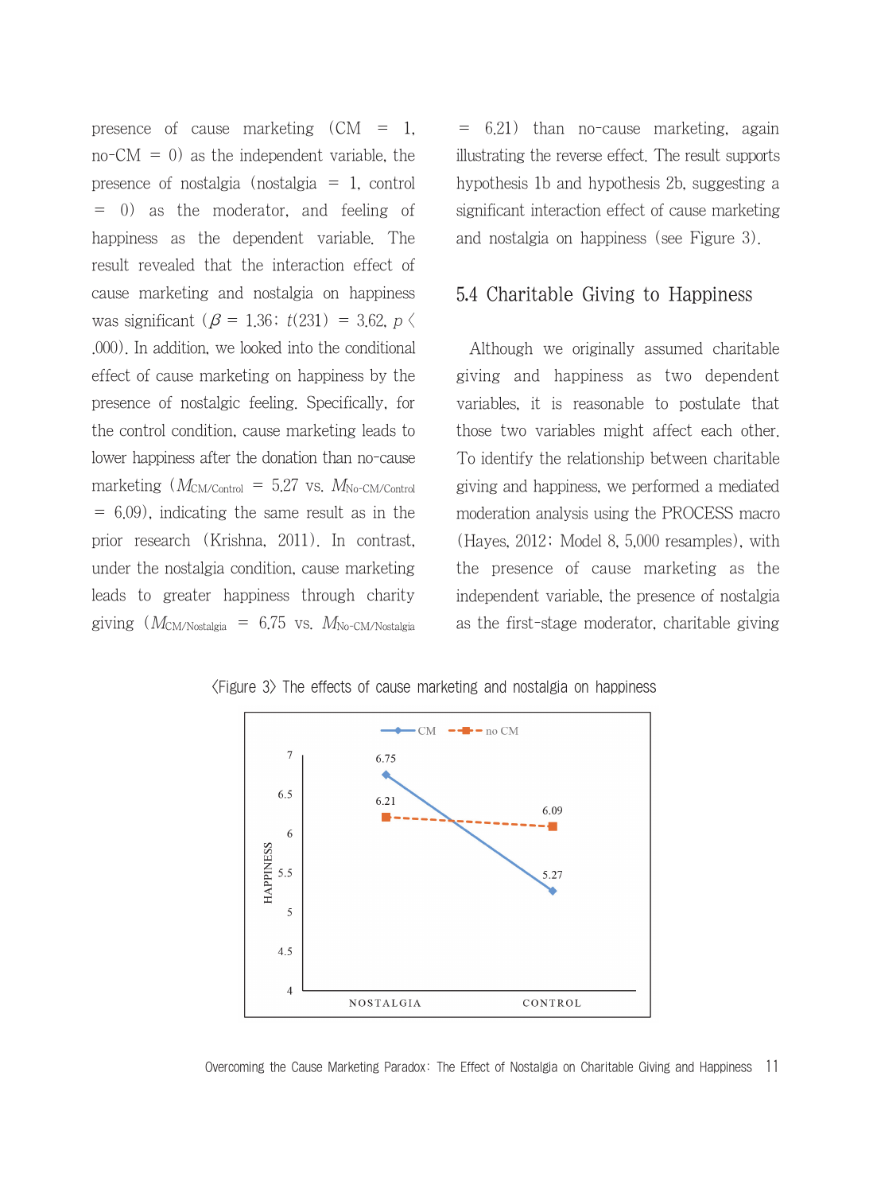presence of cause marketing (CM = 1, no-CM = 0) as the independent variable, the presence of nostalgia (nostalgia = 1, control = 0) as the moderator, and feeling of happiness as the dependent variable. The result revealed that the interaction effect of cause marketing and nostalgia on happiness was significant ($\beta$ = 1.36; $t$(231) = 3.62, $p$ < .000). In addition, we looked into the conditional effect of cause marketing on happiness by the presence of nostalgic feeling. Specifically, for the control condition, cause marketing leads to lower happiness after the donation than no-cause marketing ($M_{CM/Control}$ = 5.27 vs. $M_{No\text{-}CM/Control}$ = 6.09), indicating the same result as in the prior research (Krishna, 2011). In contrast, under the nostalgia condition, cause marketing leads to greater happiness through charity giving ($M_{CM/Nostalgia}$ = 6.75 vs. $M_{No\text{-}CM/Nostalgia}$ = 6.21) than no-cause marketing, again illustrating the reverse effect. The result supports hypothesis 1b and hypothesis 2b, suggesting a significant interaction effect of cause marketing and nostalgia on happiness (see Figure 3).

## 5.4 Charitable Giving to Happiness

Although we originally assumed charitable giving and happiness as two dependent variables, it is reasonable to postulate that those two variables might affect each other. To identify the relationship between charitable giving and happiness, we performed a mediated moderation analysis using the PROCESS macro (Hayes, 2012; Model 8, 5,000 resamples), with the presence of cause marketing as the independent variable, the presence of nostalgia as the first-stage moderator, charitable giving

〈Figure 3〉 The effects of cause marketing and nostalgia on happiness

| | NOSTALGIA | CONTROL |
|---|---|---|
| CM | 6.75 | 5.27 |
| no CM | 6.21 | 6.09 |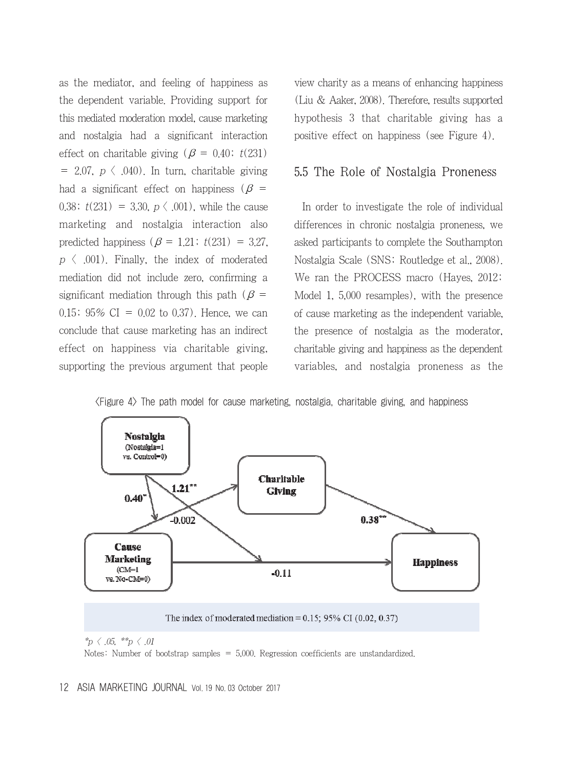as the mediator, and feeling of happiness as the dependent variable. Providing support for this mediated moderation model, cause marketing and nostalgia had a significant interaction effect on charitable giving ($\beta$ = 0.40; $t(231)$ = 2.07, $p$ < .040). In turn, charitable giving had a significant effect on happiness ($\beta$ = 0.38; $t(231)$ = 3.30, $p$ < .001), while the cause marketing and nostalgia interaction also predicted happiness ($\beta$ = 1.21; $t(231)$ = 3.27, $p$ < .001). Finally, the index of moderated mediation did not include zero, confirming a significant mediation through this path ($\beta$ = 0.15; 95% CI = 0.02 to 0.37). Hence, we can conclude that cause marketing has an indirect effect on happiness via charitable giving, supporting the previous argument that people view charity as a means of enhancing happiness (Liu & Aaker, 2008). Therefore, results supported hypothesis 3 that charitable giving has a positive effect on happiness (see Figure 4).

## 5.5 The Role of Nostalgia Proneness

In order to investigate the role of individual differences in chronic nostalgia proneness, we asked participants to complete the Southampton Nostalgia Scale (SNS; Routledge et al., 2008). We ran the PROCESS macro (Hayes, 2012; Model 1, 5,000 resamples), with the presence of cause marketing as the independent variable, the presence of nostalgia as the moderator, charitable giving and happiness as the dependent variables, and nostalgia proneness as the

〈Figure 4〉 The path model for cause marketing, nostalgia, charitable giving, and happiness

Nostalgia (Nostalgia=1 vs. Control=0); Charitable Giving; Cause Marketing (CM=1 vs. No-CM=0); Happiness; 0.40*; 1.21**; -0.002; 0.38**; -0.11

The index of moderated mediation = 0.15; 95% CI (0.02, 0.37)

*$p$ < .05, **$p$ < .01

Notes: Number of bootstrap samples = 5,000. Regression coefficients are unstandardized.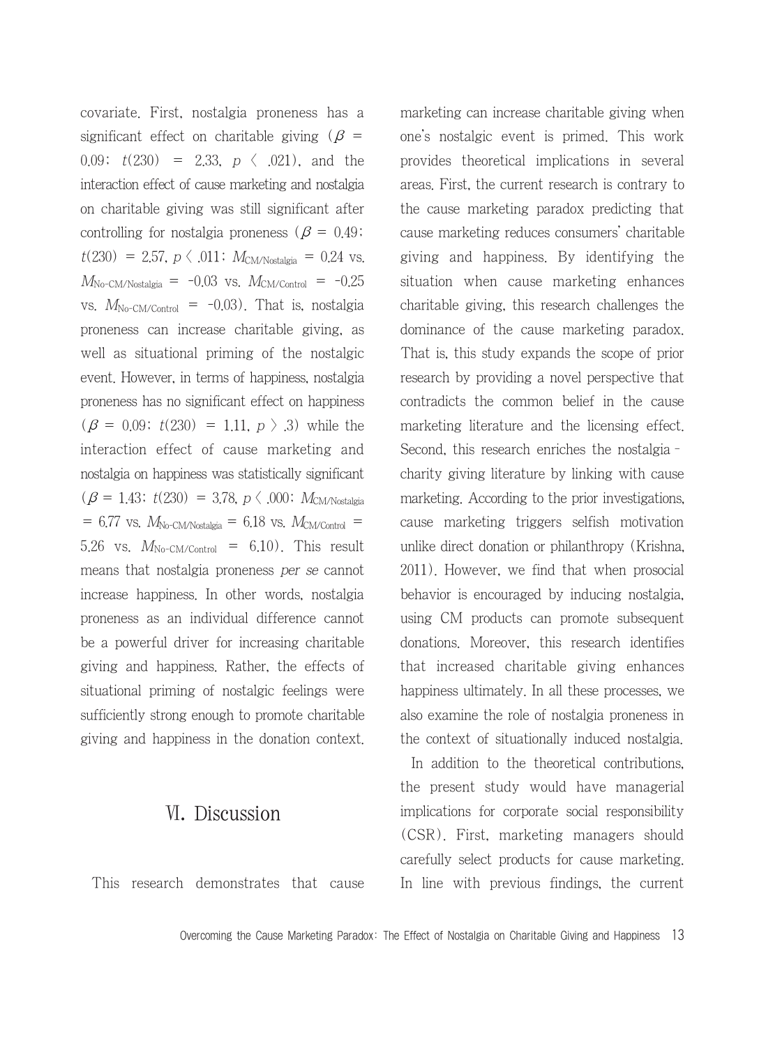covariate. First, nostalgia proneness has a significant effect on charitable giving ($\beta$ = 0.09; $t(230) = 2.33$, $p < .021$), and the interaction effect of cause marketing and nostalgia on charitable giving was still significant after controlling for nostalgia proneness ($\beta$ = 0.49; $t(230) = 2.57$, $p < .011$; $M_{CM/Nostalgia} = 0.24$ vs. $M_{No\text{-}CM/Nostalgia} = -0.03$ vs. $M_{CM/Control} = -0.25$ vs. $M_{No\text{-}CM/Control} = -0.03$). That is, nostalgia proneness can increase charitable giving, as well as situational priming of the nostalgic event. However, in terms of happiness, nostalgia proneness has no significant effect on happiness ($\beta$ = 0.09; $t(230) = 1.11$, $p > .3$) while the interaction effect of cause marketing and nostalgia on happiness was statistically significant ($\beta$ = 1.43; $t(230) = 3.78$, $p < .000$; $M_{CM/Nostalgia} = 6.77$ vs. $M_{No\text{-}CM/Nostalgia} = 6.18$ vs. $M_{CM/Control} = 5.26$ vs. $M_{No\text{-}CM/Control} = 6.10$). This result means that nostalgia proneness *per se* cannot increase happiness. In other words, nostalgia proneness as an individual difference cannot be a powerful driver for increasing charitable giving and happiness. Rather, the effects of situational priming of nostalgic feelings were sufficiently strong enough to promote charitable giving and happiness in the donation context.

## Ⅵ. Discussion

This research demonstrates that cause marketing can increase charitable giving when one's nostalgic event is primed. This work provides theoretical implications in several areas. First, the current research is contrary to the cause marketing paradox predicting that cause marketing reduces consumers' charitable giving and happiness. By identifying the situation when cause marketing enhances charitable giving, this research challenges the dominance of the cause marketing paradox. That is, this study expands the scope of prior research by providing a novel perspective that contradicts the common belief in the cause marketing literature and the licensing effect. Second, this research enriches the nostalgia–charity giving literature by linking with cause marketing. According to the prior investigations, cause marketing triggers selfish motivation unlike direct donation or philanthropy (Krishna, 2011). However, we find that when prosocial behavior is encouraged by inducing nostalgia, using CM products can promote subsequent donations. Moreover, this research identifies that increased charitable giving enhances happiness ultimately. In all these processes, we also examine the role of nostalgia proneness in the context of situationally induced nostalgia.

In addition to the theoretical contributions, the present study would have managerial implications for corporate social responsibility (CSR). First, marketing managers should carefully select products for cause marketing. In line with previous findings, the current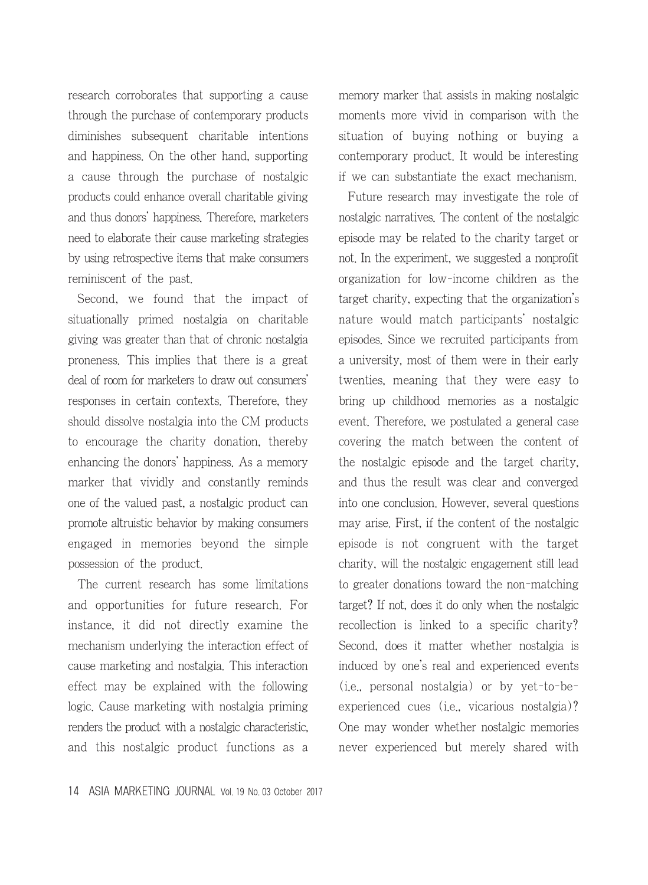research corroborates that supporting a cause through the purchase of contemporary products diminishes subsequent charitable intentions and happiness. On the other hand, supporting a cause through the purchase of nostalgic products could enhance overall charitable giving and thus donors' happiness. Therefore, marketers need to elaborate their cause marketing strategies by using retrospective items that make consumers reminiscent of the past.

Second, we found that the impact of situationally primed nostalgia on charitable giving was greater than that of chronic nostalgia proneness. This implies that there is a great deal of room for marketers to draw out consumers' responses in certain contexts. Therefore, they should dissolve nostalgia into the CM products to encourage the charity donation, thereby enhancing the donors' happiness. As a memory marker that vividly and constantly reminds one of the valued past, a nostalgic product can promote altruistic behavior by making consumers engaged in memories beyond the simple possession of the product.

The current research has some limitations and opportunities for future research. For instance, it did not directly examine the mechanism underlying the interaction effect of cause marketing and nostalgia. This interaction effect may be explained with the following logic. Cause marketing with nostalgia priming renders the product with a nostalgic characteristic, and this nostalgic product functions as a memory marker that assists in making nostalgic moments more vivid in comparison with the situation of buying nothing or buying a contemporary product. It would be interesting if we can substantiate the exact mechanism.

Future research may investigate the role of nostalgic narratives. The content of the nostalgic episode may be related to the charity target or not. In the experiment, we suggested a nonprofit organization for low-income children as the target charity, expecting that the organization's nature would match participants' nostalgic episodes. Since we recruited participants from a university, most of them were in their early twenties, meaning that they were easy to bring up childhood memories as a nostalgic event. Therefore, we postulated a general case covering the match between the content of the nostalgic episode and the target charity, and thus the result was clear and converged into one conclusion. However, several questions may arise. First, if the content of the nostalgic episode is not congruent with the target charity, will the nostalgic engagement still lead to greater donations toward the non-matching target? If not, does it do only when the nostalgic recollection is linked to a specific charity? Second, does it matter whether nostalgia is induced by one's real and experienced events (i.e., personal nostalgia) or by yet-to-be-experienced cues (i.e., vicarious nostalgia)? One may wonder whether nostalgic memories never experienced but merely shared with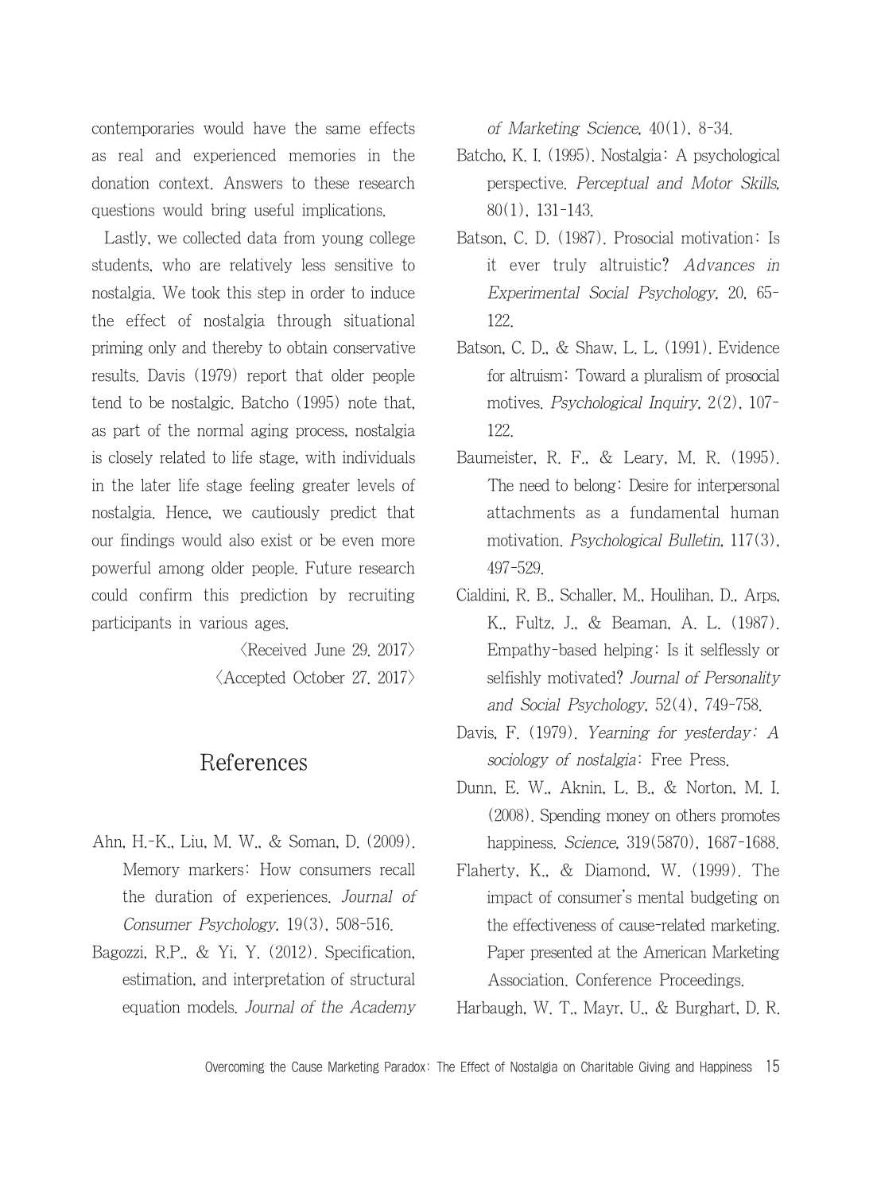contemporaries would have the same effects as real and experienced memories in the donation context. Answers to these research questions would bring useful implications.

Lastly, we collected data from young college students, who are relatively less sensitive to nostalgia. We took this step in order to induce the effect of nostalgia through situational priming only and thereby to obtain conservative results. Davis (1979) report that older people tend to be nostalgic. Batcho (1995) note that, as part of the normal aging process, nostalgia is closely related to life stage, with individuals in the later life stage feeling greater levels of nostalgia. Hence, we cautiously predict that our findings would also exist or be even more powerful among older people. Future research could confirm this prediction by recruiting participants in various ages.

〈Received June 29. 2017〉
〈Accepted October 27. 2017〉

## References

Ahn, H.-K., Liu, M. W., & Soman, D. (2009). Memory markers: How consumers recall the duration of experiences. *Journal of Consumer Psychology*, 19(3), 508-516.

Bagozzi, R.P., & Yi, Y. (2012). Specification, estimation, and interpretation of structural equation models. *Journal of the Academy of Marketing Science*, 40(1), 8-34.

Batcho, K. I. (1995). Nostalgia: A psychological perspective. *Perceptual and Motor Skills*, 80(1), 131-143.

Batson, C. D. (1987). Prosocial motivation: Is it ever truly altruistic? *Advances in Experimental Social Psychology*, 20, 65-122.

Batson, C. D., & Shaw, L. L. (1991). Evidence for altruism: Toward a pluralism of prosocial motives. *Psychological Inquiry*, 2(2), 107-122.

Baumeister, R. F., & Leary, M. R. (1995). The need to belong: Desire for interpersonal attachments as a fundamental human motivation. *Psychological Bulletin*, 117(3), 497-529.

Cialdini, R. B., Schaller, M., Houlihan, D., Arps, K., Fultz, J., & Beaman, A. L. (1987). Empathy-based helping: Is it selflessly or selfishly motivated? *Journal of Personality and Social Psychology*, 52(4), 749-758.

Davis, F. (1979). *Yearning for yesterday: A sociology of nostalgia*: Free Press.

Dunn, E. W., Aknin, L. B., & Norton, M. I. (2008). Spending money on others promotes happiness. *Science*, 319(5870), 1687-1688.

Flaherty, K., & Diamond, W. (1999). The impact of consumer's mental budgeting on the effectiveness of cause-related marketing. Paper presented at the American Marketing Association. Conference Proceedings.

Harbaugh, W. T., Mayr, U., & Burghart, D. R.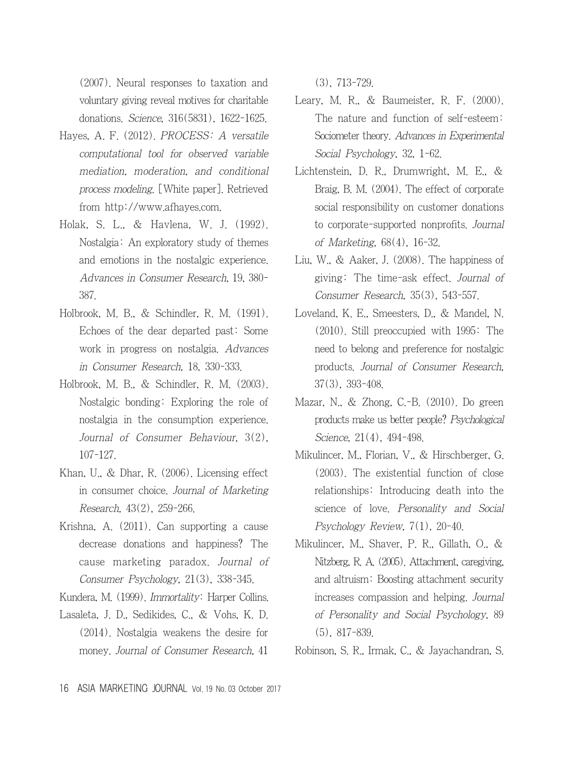(2007). Neural responses to taxation and voluntary giving reveal motives for charitable donations. *Science*, 316(5831), 1622-1625.

Hayes, A. F. (2012). *PROCESS: A versatile computational tool for observed variable mediation, moderation, and conditional process modeling*. [White paper]. Retrieved from http://www.afhayes.com.

Holak, S. L., & Havlena, W. J. (1992). Nostalgia: An exploratory study of themes and emotions in the nostalgic experience. *Advances in Consumer Research*, 19, 380-387.

Holbrook, M. B., & Schindler, R. M. (1991). Echoes of the dear departed past: Some work in progress on nostalgia. *Advances in Consumer Research*, 18, 330-333.

Holbrook, M. B., & Schindler, R. M. (2003). Nostalgic bonding: Exploring the role of nostalgia in the consumption experience. *Journal of Consumer Behaviour*, 3(2), 107-127.

Khan, U., & Dhar, R. (2006). Licensing effect in consumer choice. *Journal of Marketing Research*, 43(2), 259-266.

Krishna, A. (2011). Can supporting a cause decrease donations and happiness? The cause marketing paradox. *Journal of Consumer Psychology*, 21(3), 338-345.

Kundera, M. (1999). *Immortality*: Harper Collins.

Lasaleta, J. D., Sedikides, C., & Vohs, K. D. (2014). Nostalgia weakens the desire for money. *Journal of Consumer Research*, 41 (3), 713-729.

Leary, M. R., & Baumeister, R. F. (2000). The nature and function of self-esteem: Sociometer theory. *Advances in Experimental Social Psychology*, 32, 1-62.

Lichtenstein, D. R., Drumwright, M. E., & Braig, B. M. (2004). The effect of corporate social responsibility on customer donations to corporate-supported nonprofits. *Journal of Marketing*, 68(4), 16-32.

Liu, W., & Aaker, J. (2008). The happiness of giving: The time-ask effect. *Journal of Consumer Research*, 35(3), 543-557.

Loveland, K. E., Smeesters, D., & Mandel, N. (2010). Still preoccupied with 1995: The need to belong and preference for nostalgic products. *Journal of Consumer Research*, 37(3), 393-408.

Mazar, N., & Zhong, C.-B. (2010). Do green products make us better people? *Psychological Science*, 21(4), 494-498.

Mikulincer, M., Florian, V., & Hirschberger, G. (2003). The existential function of close relationships: Introducing death into the science of love. *Personality and Social Psychology Review*, 7(1), 20-40.

Mikulincer, M., Shaver, P. R., Gillath, O., & Nitzberg, R. A. (2005). Attachment, caregiving, and altruism: Boosting attachment security increases compassion and helping. *Journal of Personality and Social Psychology*, 89 (5), 817-839.

Robinson, S. R., Irmak, C., & Jayachandran, S.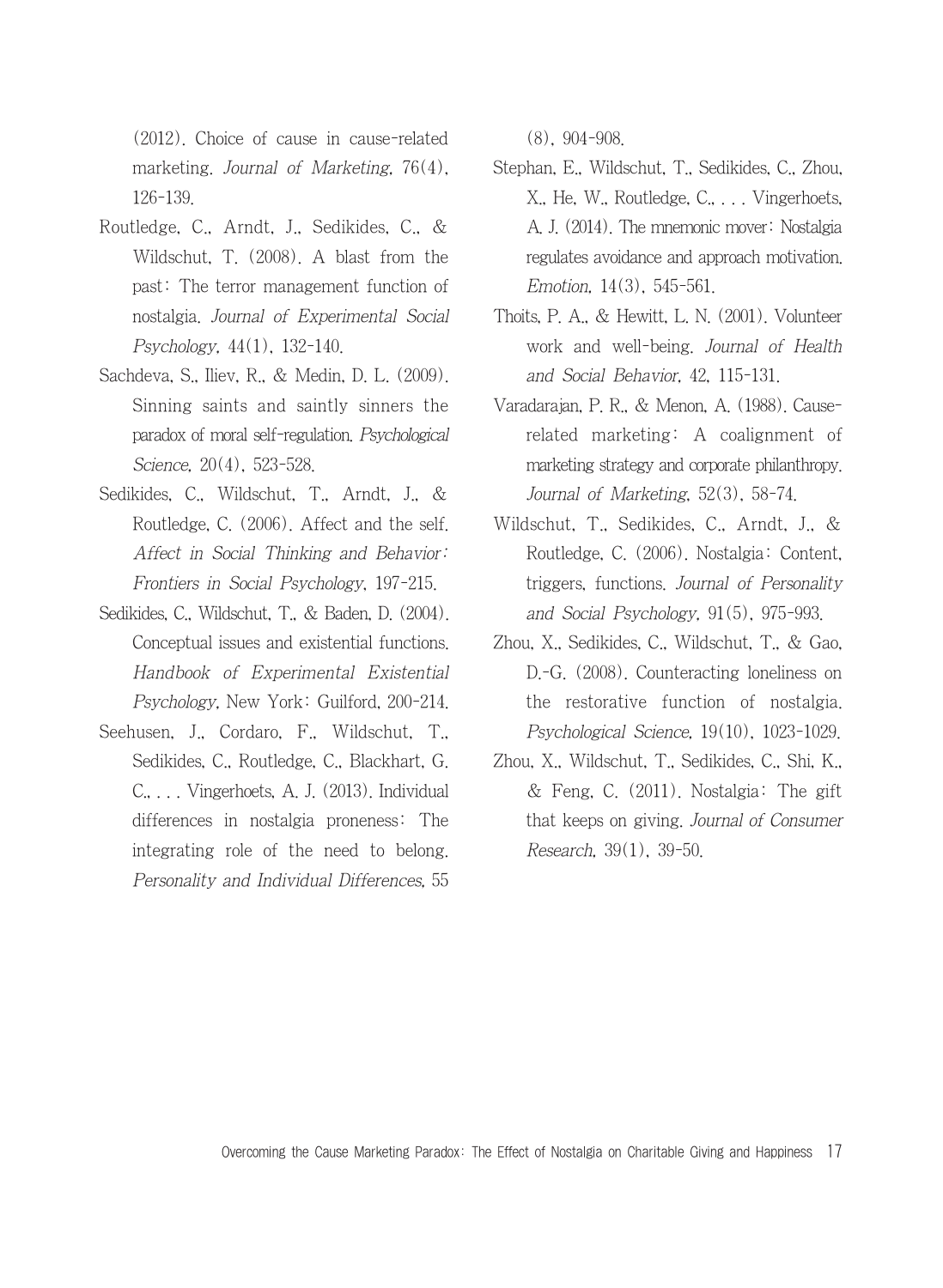(2012). Choice of cause in cause-related marketing. *Journal of Marketing*, 76(4), 126-139.

Routledge, C., Arndt, J., Sedikides, C., & Wildschut, T. (2008). A blast from the past: The terror management function of nostalgia. *Journal of Experimental Social Psychology*, 44(1), 132-140.

Sachdeva, S., Iliev, R., & Medin, D. L. (2009). Sinning saints and saintly sinners the paradox of moral self-regulation. *Psychological Science*, 20(4), 523-528.

Sedikides, C., Wildschut, T., Arndt, J., & Routledge, C. (2006). Affect and the self. *Affect in Social Thinking and Behavior: Frontiers in Social Psychology*, 197-215.

Sedikides, C., Wildschut, T., & Baden, D. (2004). Conceptual issues and existential functions. *Handbook of Experimental Existential Psychology*, New York: Guilford, 200-214.

Seehusen, J., Cordaro, F., Wildschut, T., Sedikides, C., Routledge, C., Blackhart, G. C., . . . Vingerhoets, A. J. (2013). Individual differences in nostalgia proneness: The integrating role of the need to belong. *Personality and Individual Differences*, 55 (8), 904-908.

Stephan, E., Wildschut, T., Sedikides, C., Zhou, X., He, W., Routledge, C., . . . Vingerhoets, A. J. (2014). The mnemonic mover: Nostalgia regulates avoidance and approach motivation. *Emotion*, 14(3), 545-561.

Thoits, P. A., & Hewitt, L. N. (2001). Volunteer work and well-being. *Journal of Health and Social Behavior*, 42, 115-131.

Varadarajan, P. R., & Menon, A. (1988). Cause-related marketing: A coalignment of marketing strategy and corporate philanthropy. *Journal of Marketing*, 52(3), 58-74.

Wildschut, T., Sedikides, C., Arndt, J., & Routledge, C. (2006). Nostalgia: Content, triggers, functions. *Journal of Personality and Social Psychology*, 91(5), 975-993.

Zhou, X., Sedikides, C., Wildschut, T., & Gao, D.-G. (2008). Counteracting loneliness on the restorative function of nostalgia. *Psychological Science*, 19(10), 1023-1029.

Zhou, X., Wildschut, T., Sedikides, C., Shi, K., & Feng, C. (2011). Nostalgia: The gift that keeps on giving. *Journal of Consumer Research*, 39(1), 39-50.